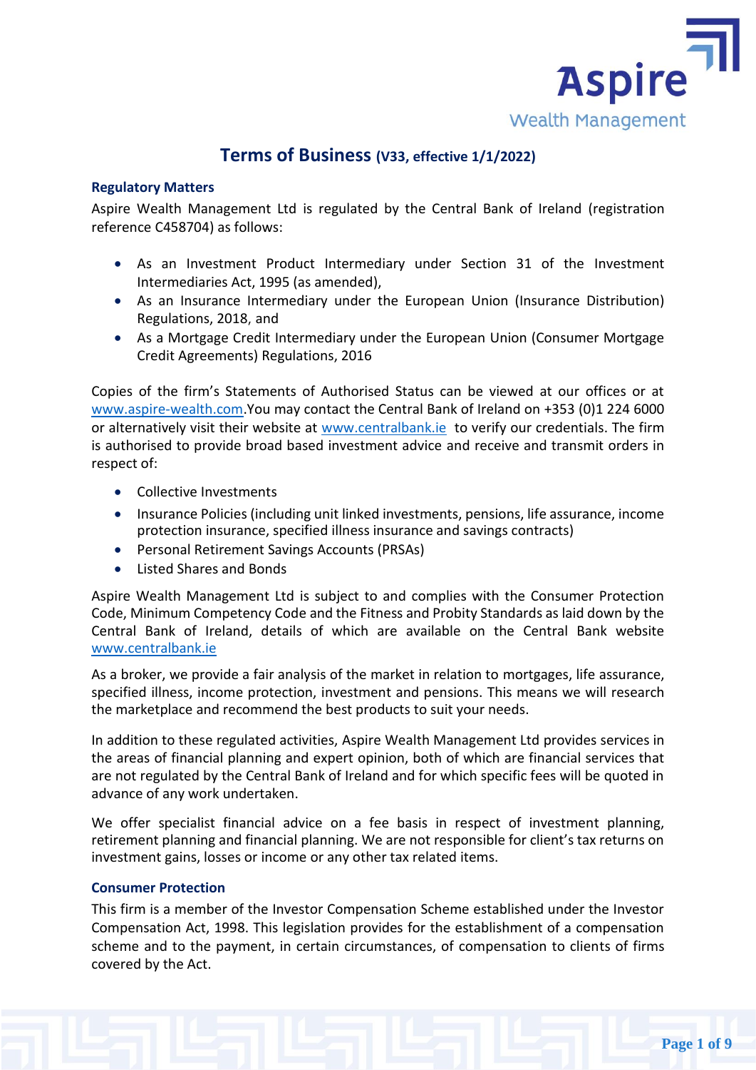# Terms of Business (V33, effective 1/1/2022)

## Regulatory Matters

Aspire Wealth Management Ltd is regulated by the Central Bank of Ireland (registration reference C458704) as follows:

- As an Investment Product Intermediary under Section 31 of the Investment Intermediaries Act, 1995 (as amended),
- As an Insurance Intermediary under the European Union (Insurance Distribution) Regulations, 2018, and
- As a Mortgage Credit Intermediary under the European Union (Consumer Mortgage Credit Agreements) Regulations, 2016

Copies of the firm's Statements of Authorised Status can be viewed at our offices or at www.aspire-wealth.com.You may contact the Central Bank of Ireland on +353 (0)1 224 6000 or alternatively visit their website at www.centralbank.ie to verify our credentials. The firm is authorised to provide broad based investment advice and receive and transmit orders in respect of:

- Collective Investments
- Insurance Policies (including unit linked investments, pensions, life assurance, income protection insurance, specified illness insurance and savings contracts)
- Personal Retirement Savings Accounts (PRSAs)
- Listed Shares and Bonds

Aspire Wealth Management Ltd is subject to and complies with the Consumer Protection Code, Minimum Competency Code and the Fitness and Probity Standards as laid down by the Central Bank of Ireland, details of which are available on the Central Bank website www.centralbank.ie

As a broker, we provide a fair analysis of the market in relation to mortgages, life assurance, specified illness, income protection, investment and pensions. This means we will research the marketplace and recommend the best products to suit your needs.

In addition to these regulated activities, Aspire Wealth Management Ltd provides services in the areas of financial planning and expert opinion, both of which are financial services that are not regulated by the Central Bank of Ireland and for which specific fees will be quoted in advance of any work undertaken.

We offer specialist financial advice on a fee basis in respect of investment planning, retirement planning and financial planning. We are not responsible for client's tax returns on investment gains, losses or income or any other tax related items.

## Consumer Protection

This firm is a member of the Investor Compensation Scheme established under the Investor Compensation Act, 1998. This legislation provides for the establishment of a compensation scheme and to the payment, in certain circumstances, of compensation to clients of firms covered by the Act.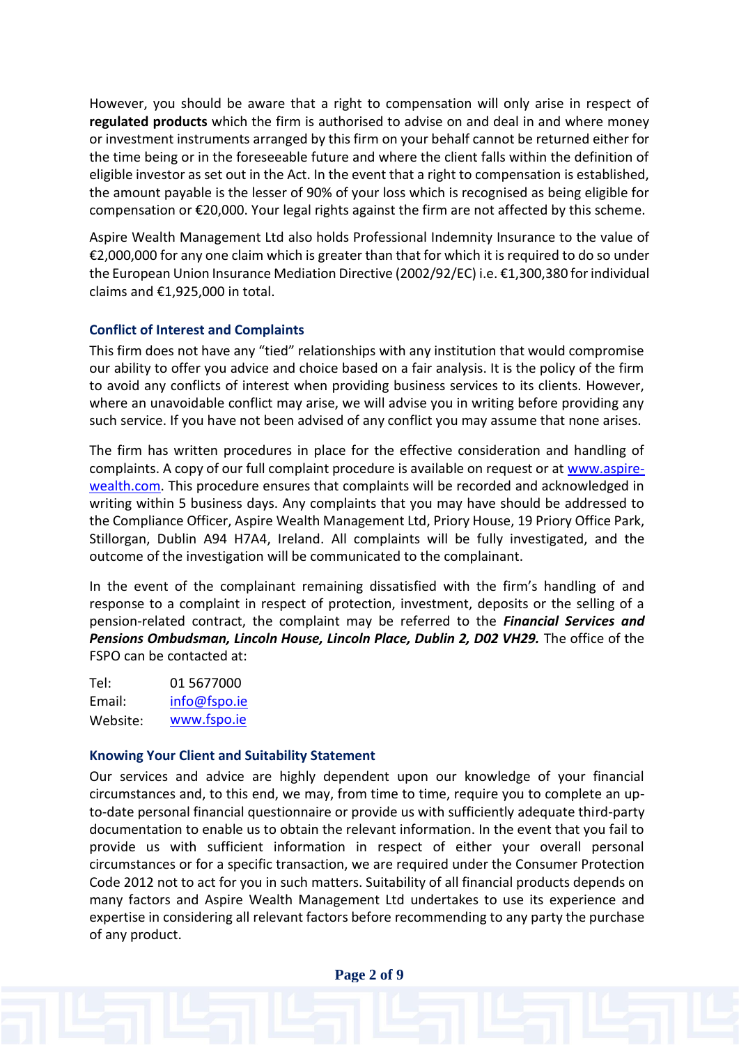However, you should be aware that a right to compensation will only arise in respect of **regulated products** which the firm is authorised to advise on and deal in and where money or investment instruments arranged by this firm on your behalf cannot be returned either for the time being or in the foreseeable future and where the client falls within the definition of eligible investor as set out in the Act. In the event that a right to compensation is established, the amount payable is the lesser of 90% of your loss which is recognised as being eligible for compensation or €20,000. Your legal rights against the firm are not affected by this scheme.

Aspire Wealth Management Ltd also holds Professional Indemnity Insurance to the value of €2,000,000 for any one claim which is greater than that for which it is required to do so under the European Union Insurance Mediation Directive (2002/92/EC) i.e. €1,300,380 for individual claims and €1,925,000 in total.

### Conflict of Interest and Complaints

This firm does not have any "tied" relationships with any institution that would compromise our ability to offer you advice and choice based on a fair analysis. It is the policy of the firm to avoid any conflicts of interest when providing business services to its clients. However, where an unavoidable conflict may arise, we will advise you in writing before providing any such service. If you have not been advised of any conflict you may assume that none arises.

The firm has written procedures in place for the effective consideration and handling of complaints. A copy of our full complaint procedure is available on request or at www.aspire-wealth.com. This procedure ensures that complaints will be recorded and acknowledged in writing within 5 business days. Any complaints that you may have should be addressed to the Compliance Officer, Aspire Wealth Management Ltd, Priory House, 19 Priory Office Park, Stillorgan, Dublin A94 H7A4, Ireland. All complaints will be fully investigated, and the outcome of the investigation will be communicated to the complainant.

In the event of the complainant remaining dissatisfied with the firm's handling of and response to a complaint in respect of protection, investment, deposits or the selling of a pension-related contract, the complaint may be referred to the ***Financial Services and Pensions Ombudsman, Lincoln House, Lincoln Place, Dublin 2, D02 VH29.*** The office of the FSPO can be contacted at:

Tel: 01 5677000
Email: info@fspo.ie
Website: www.fspo.ie

### Knowing Your Client and Suitability Statement

Our services and advice are highly dependent upon our knowledge of your financial circumstances and, to this end, we may, from time to time, require you to complete an up-to-date personal financial questionnaire or provide us with sufficiently adequate third-party documentation to enable us to obtain the relevant information. In the event that you fail to provide us with sufficient information in respect of either your overall personal circumstances or for a specific transaction, we are required under the Consumer Protection Code 2012 not to act for you in such matters. Suitability of all financial products depends on many factors and Aspire Wealth Management Ltd undertakes to use its experience and expertise in considering all relevant factors before recommending to any party the purchase of any product.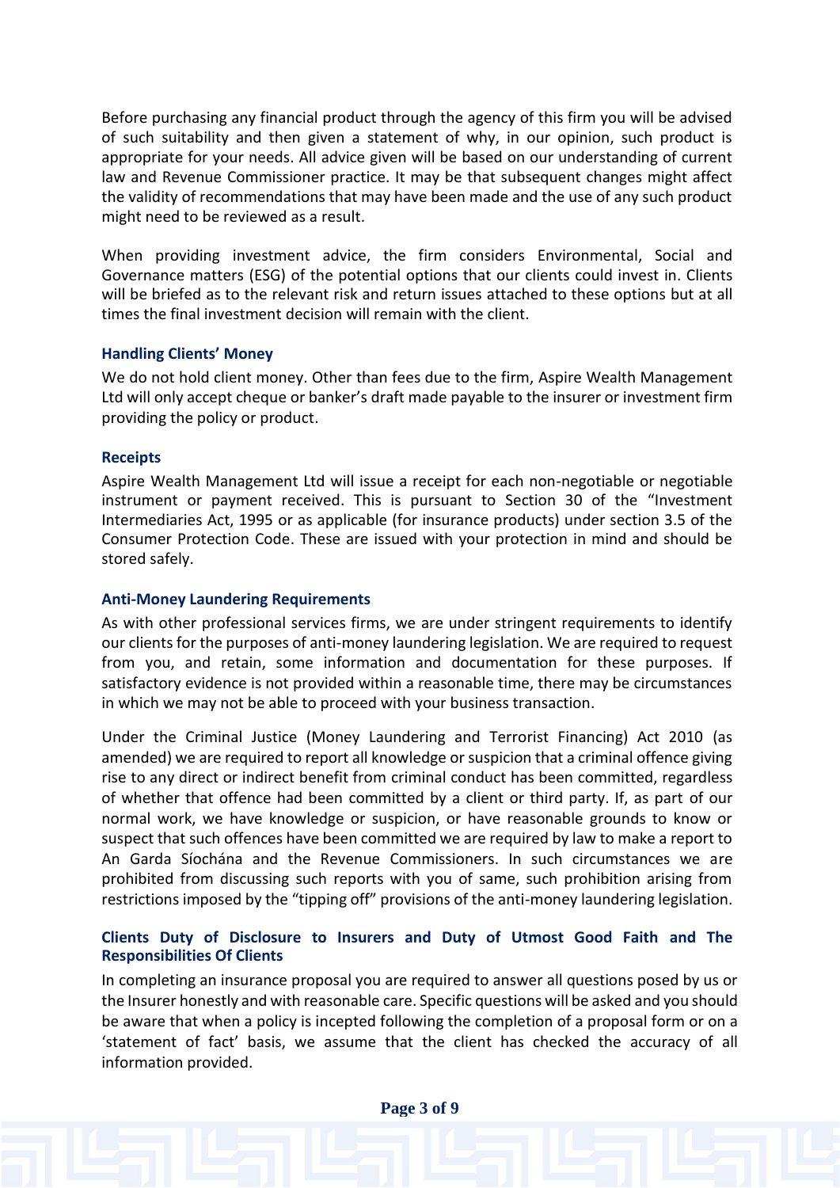Before purchasing any financial product through the agency of this firm you will be advised of such suitability and then given a statement of why, in our opinion, such product is appropriate for your needs. All advice given will be based on our understanding of current law and Revenue Commissioner practice. It may be that subsequent changes might affect the validity of recommendations that may have been made and the use of any such product might need to be reviewed as a result.

When providing investment advice, the firm considers Environmental, Social and Governance matters (ESG) of the potential options that our clients could invest in. Clients will be briefed as to the relevant risk and return issues attached to these options but at all times the final investment decision will remain with the client.

### Handling Clients' Money

We do not hold client money. Other than fees due to the firm, Aspire Wealth Management Ltd will only accept cheque or banker's draft made payable to the insurer or investment firm providing the policy or product.

### Receipts

Aspire Wealth Management Ltd will issue a receipt for each non-negotiable or negotiable instrument or payment received. This is pursuant to Section 30 of the "Investment Intermediaries Act, 1995 or as applicable (for insurance products) under section 3.5 of the Consumer Protection Code. These are issued with your protection in mind and should be stored safely.

### Anti-Money Laundering Requirements

As with other professional services firms, we are under stringent requirements to identify our clients for the purposes of anti-money laundering legislation. We are required to request from you, and retain, some information and documentation for these purposes. If satisfactory evidence is not provided within a reasonable time, there may be circumstances in which we may not be able to proceed with your business transaction.

Under the Criminal Justice (Money Laundering and Terrorist Financing) Act 2010 (as amended) we are required to report all knowledge or suspicion that a criminal offence giving rise to any direct or indirect benefit from criminal conduct has been committed, regardless of whether that offence had been committed by a client or third party. If, as part of our normal work, we have knowledge or suspicion, or have reasonable grounds to know or suspect that such offences have been committed we are required by law to make a report to An Garda Síochána and the Revenue Commissioners. In such circumstances we are prohibited from discussing such reports with you of same, such prohibition arising from restrictions imposed by the "tipping off" provisions of the anti-money laundering legislation.

### Clients Duty of Disclosure to Insurers and Duty of Utmost Good Faith and The Responsibilities Of Clients

In completing an insurance proposal you are required to answer all questions posed by us or the Insurer honestly and with reasonable care. Specific questions will be asked and you should be aware that when a policy is incepted following the completion of a proposal form or on a 'statement of fact' basis, we assume that the client has checked the accuracy of all information provided.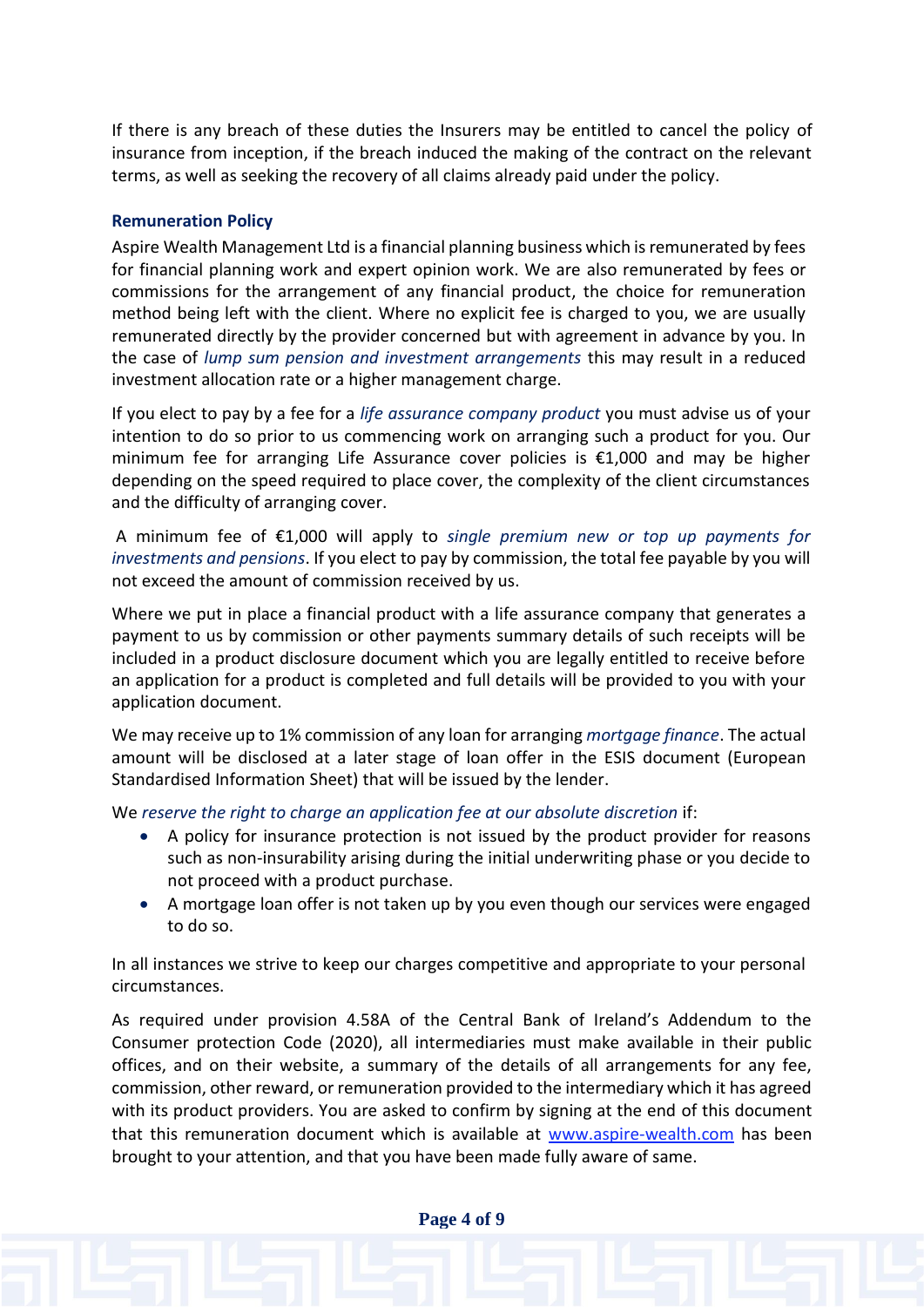If there is any breach of these duties the Insurers may be entitled to cancel the policy of insurance from inception, if the breach induced the making of the contract on the relevant terms, as well as seeking the recovery of all claims already paid under the policy.

### Remuneration Policy

Aspire Wealth Management Ltd is a financial planning business which is remunerated by fees for financial planning work and expert opinion work. We are also remunerated by fees or commissions for the arrangement of any financial product, the choice for remuneration method being left with the client. Where no explicit fee is charged to you, we are usually remunerated directly by the provider concerned but with agreement in advance by you. In the case of *lump sum pension and investment arrangements* this may result in a reduced investment allocation rate or a higher management charge.

If you elect to pay by a fee for a *life assurance company product* you must advise us of your intention to do so prior to us commencing work on arranging such a product for you. Our minimum fee for arranging Life Assurance cover policies is €1,000 and may be higher depending on the speed required to place cover, the complexity of the client circumstances and the difficulty of arranging cover.

A minimum fee of €1,000 will apply to *single premium new or top up payments for investments and pensions*. If you elect to pay by commission, the total fee payable by you will not exceed the amount of commission received by us.

Where we put in place a financial product with a life assurance company that generates a payment to us by commission or other payments summary details of such receipts will be included in a product disclosure document which you are legally entitled to receive before an application for a product is completed and full details will be provided to you with your application document.

We may receive up to 1% commission of any loan for arranging *mortgage finance*. The actual amount will be disclosed at a later stage of loan offer in the ESIS document (European Standardised Information Sheet) that will be issued by the lender.

We *reserve the right to charge an application fee at our absolute discretion* if:

- A policy for insurance protection is not issued by the product provider for reasons such as non-insurability arising during the initial underwriting phase or you decide to not proceed with a product purchase.
- A mortgage loan offer is not taken up by you even though our services were engaged to do so.

In all instances we strive to keep our charges competitive and appropriate to your personal circumstances.

As required under provision 4.58A of the Central Bank of Ireland's Addendum to the Consumer protection Code (2020), all intermediaries must make available in their public offices, and on their website, a summary of the details of all arrangements for any fee, commission, other reward, or remuneration provided to the intermediary which it has agreed with its product providers. You are asked to confirm by signing at the end of this document that this remuneration document which is available at [www.aspire-wealth.com](http://www.aspire-wealth.com) has been brought to your attention, and that you have been made fully aware of same.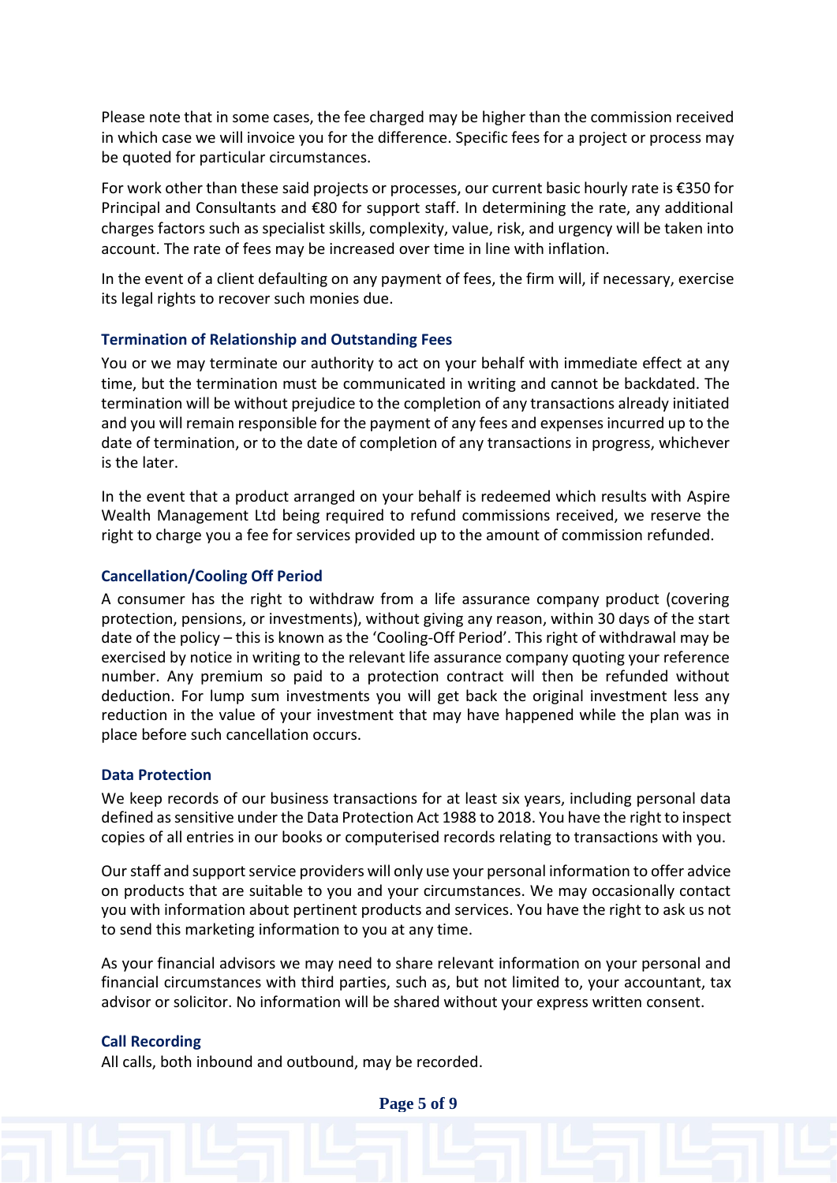Please note that in some cases, the fee charged may be higher than the commission received in which case we will invoice you for the difference. Specific fees for a project or process may be quoted for particular circumstances.

For work other than these said projects or processes, our current basic hourly rate is €350 for Principal and Consultants and €80 for support staff. In determining the rate, any additional charges factors such as specialist skills, complexity, value, risk, and urgency will be taken into account. The rate of fees may be increased over time in line with inflation.

In the event of a client defaulting on any payment of fees, the firm will, if necessary, exercise its legal rights to recover such monies due.

### Termination of Relationship and Outstanding Fees

You or we may terminate our authority to act on your behalf with immediate effect at any time, but the termination must be communicated in writing and cannot be backdated. The termination will be without prejudice to the completion of any transactions already initiated and you will remain responsible for the payment of any fees and expenses incurred up to the date of termination, or to the date of completion of any transactions in progress, whichever is the later.

In the event that a product arranged on your behalf is redeemed which results with Aspire Wealth Management Ltd being required to refund commissions received, we reserve the right to charge you a fee for services provided up to the amount of commission refunded.

### Cancellation/Cooling Off Period

A consumer has the right to withdraw from a life assurance company product (covering protection, pensions, or investments), without giving any reason, within 30 days of the start date of the policy – this is known as the 'Cooling-Off Period'. This right of withdrawal may be exercised by notice in writing to the relevant life assurance company quoting your reference number. Any premium so paid to a protection contract will then be refunded without deduction. For lump sum investments you will get back the original investment less any reduction in the value of your investment that may have happened while the plan was in place before such cancellation occurs.

### Data Protection

We keep records of our business transactions for at least six years, including personal data defined as sensitive under the Data Protection Act 1988 to 2018. You have the right to inspect copies of all entries in our books or computerised records relating to transactions with you.

Our staff and support service providers will only use your personal information to offer advice on products that are suitable to you and your circumstances. We may occasionally contact you with information about pertinent products and services. You have the right to ask us not to send this marketing information to you at any time.

As your financial advisors we may need to share relevant information on your personal and financial circumstances with third parties, such as, but not limited to, your accountant, tax advisor or solicitor. No information will be shared without your express written consent.

### Call Recording

All calls, both inbound and outbound, may be recorded.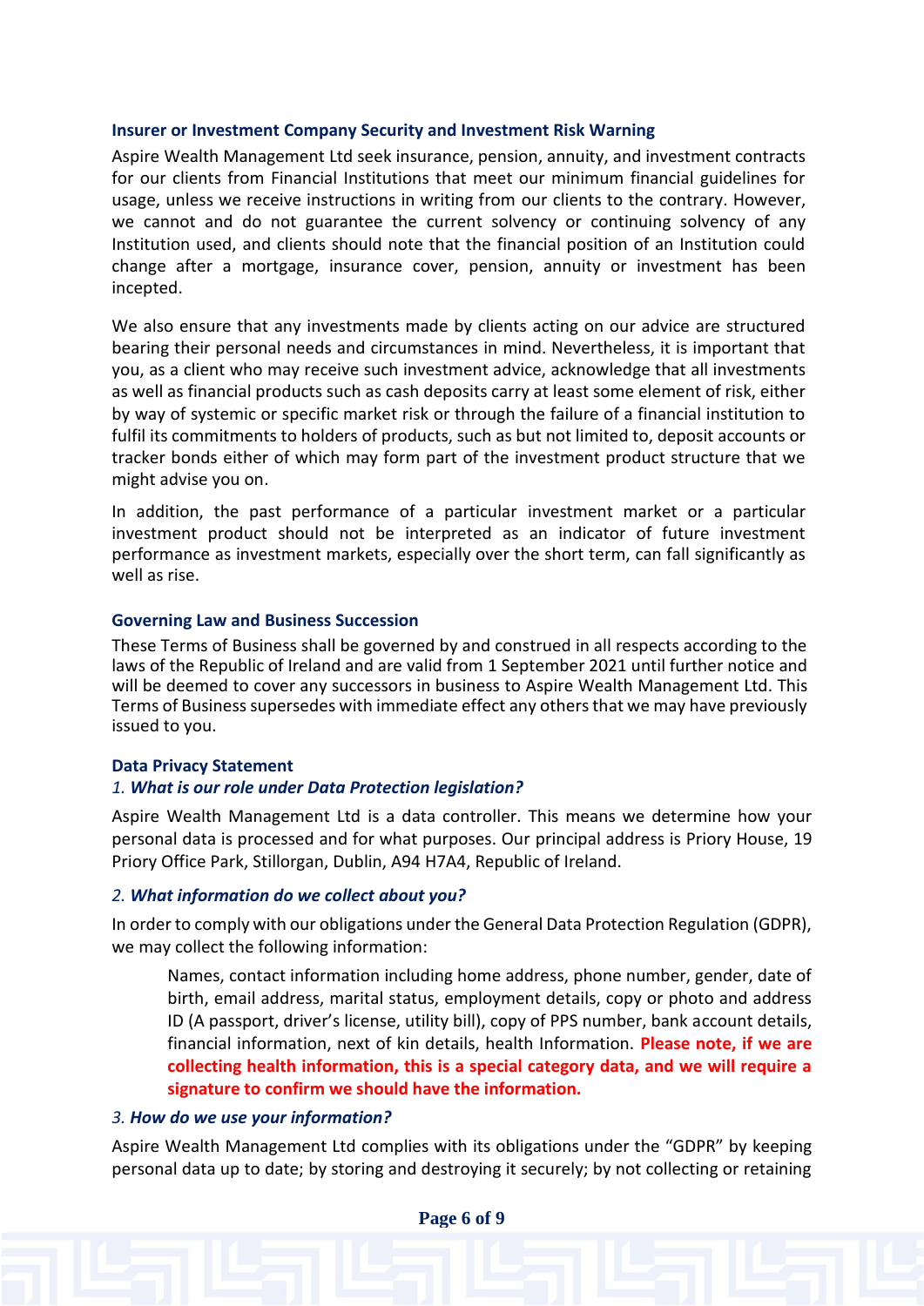### Insurer or Investment Company Security and Investment Risk Warning

Aspire Wealth Management Ltd seek insurance, pension, annuity, and investment contracts for our clients from Financial Institutions that meet our minimum financial guidelines for usage, unless we receive instructions in writing from our clients to the contrary. However, we cannot and do not guarantee the current solvency or continuing solvency of any Institution used, and clients should note that the financial position of an Institution could change after a mortgage, insurance cover, pension, annuity or investment has been incepted.

We also ensure that any investments made by clients acting on our advice are structured bearing their personal needs and circumstances in mind. Nevertheless, it is important that you, as a client who may receive such investment advice, acknowledge that all investments as well as financial products such as cash deposits carry at least some element of risk, either by way of systemic or specific market risk or through the failure of a financial institution to fulfil its commitments to holders of products, such as but not limited to, deposit accounts or tracker bonds either of which may form part of the investment product structure that we might advise you on.

In addition, the past performance of a particular investment market or a particular investment product should not be interpreted as an indicator of future investment performance as investment markets, especially over the short term, can fall significantly as well as rise.

### Governing Law and Business Succession

These Terms of Business shall be governed by and construed in all respects according to the laws of the Republic of Ireland and are valid from 1 September 2021 until further notice and will be deemed to cover any successors in business to Aspire Wealth Management Ltd. This Terms of Business supersedes with immediate effect any others that we may have previously issued to you.

### Data Privacy Statement

#### *1. What is our role under Data Protection legislation?*

Aspire Wealth Management Ltd is a data controller. This means we determine how your personal data is processed and for what purposes. Our principal address is Priory House, 19 Priory Office Park, Stillorgan, Dublin, A94 H7A4, Republic of Ireland.

#### *2. What information do we collect about you?*

In order to comply with our obligations under the General Data Protection Regulation (GDPR), we may collect the following information:

> Names, contact information including home address, phone number, gender, date of birth, email address, marital status, employment details, copy or photo and address ID (A passport, driver's license, utility bill), copy of PPS number, bank account details, financial information, next of kin details, health Information. **Please note, if we are collecting health information, this is a special category data, and we will require a signature to confirm we should have the information.**

#### *3. How do we use your information?*

Aspire Wealth Management Ltd complies with its obligations under the "GDPR" by keeping personal data up to date; by storing and destroying it securely; by not collecting or retaining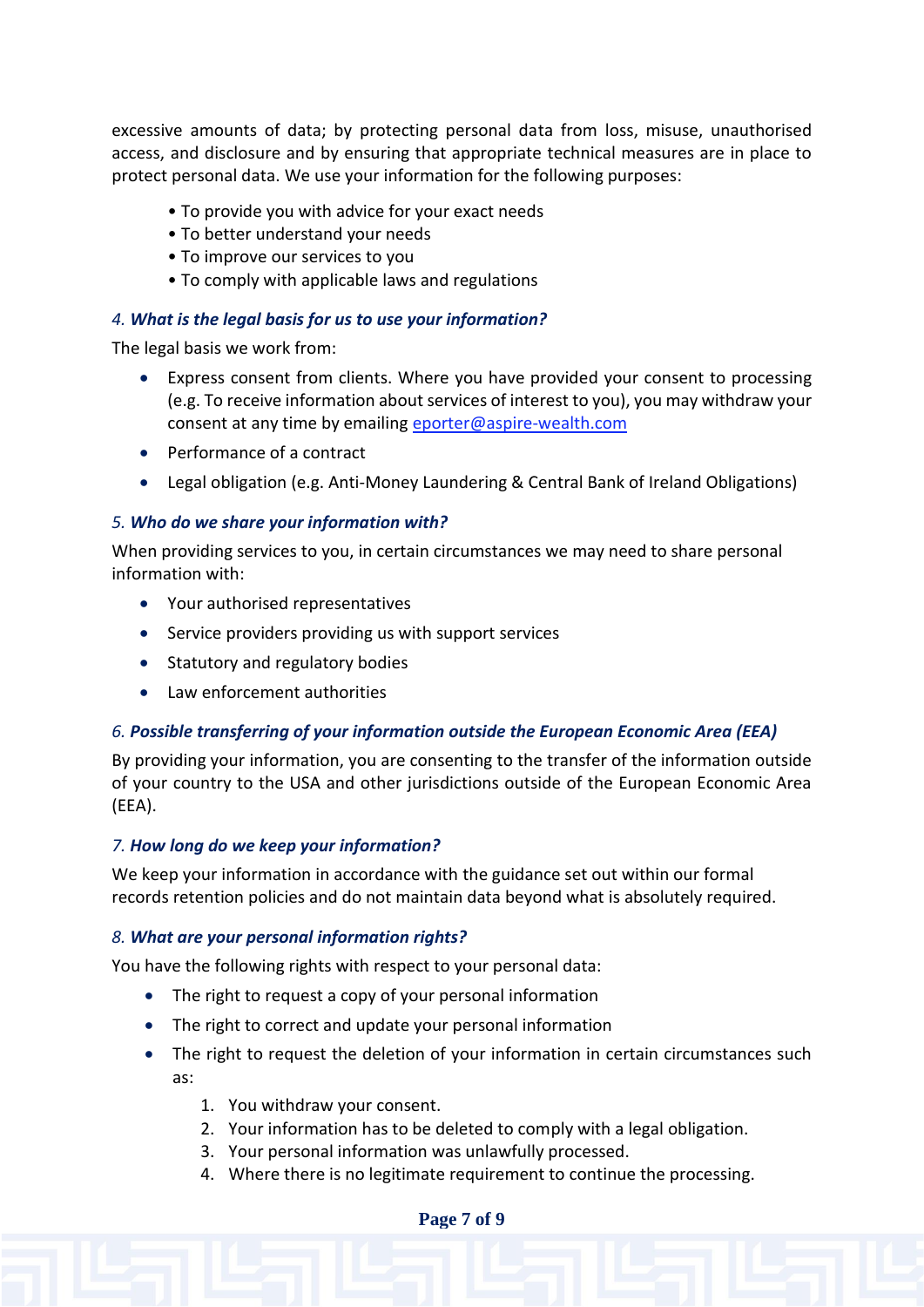excessive amounts of data; by protecting personal data from loss, misuse, unauthorised access, and disclosure and by ensuring that appropriate technical measures are in place to protect personal data. We use your information for the following purposes:

- To provide you with advice for your exact needs
- To better understand your needs
- To improve our services to you
- To comply with applicable laws and regulations

### *4. What is the legal basis for us to use your information?*

The legal basis we work from:

- Express consent from clients. Where you have provided your consent to processing (e.g. To receive information about services of interest to you), you may withdraw your consent at any time by emailing eporter@aspire-wealth.com
- Performance of a contract
- Legal obligation (e.g. Anti-Money Laundering & Central Bank of Ireland Obligations)

### *5. Who do we share your information with?*

When providing services to you, in certain circumstances we may need to share personal information with:

- Your authorised representatives
- Service providers providing us with support services
- Statutory and regulatory bodies
- Law enforcement authorities

### *6. Possible transferring of your information outside the European Economic Area (EEA)*

By providing your information, you are consenting to the transfer of the information outside of your country to the USA and other jurisdictions outside of the European Economic Area (EEA).

### *7. How long do we keep your information?*

We keep your information in accordance with the guidance set out within our formal records retention policies and do not maintain data beyond what is absolutely required.

### *8. What are your personal information rights?*

You have the following rights with respect to your personal data:

- The right to request a copy of your personal information
- The right to correct and update your personal information
- The right to request the deletion of your information in certain circumstances such as:
    1. You withdraw your consent.
    2. Your information has to be deleted to comply with a legal obligation.
    3. Your personal information was unlawfully processed.
    4. Where there is no legitimate requirement to continue the processing.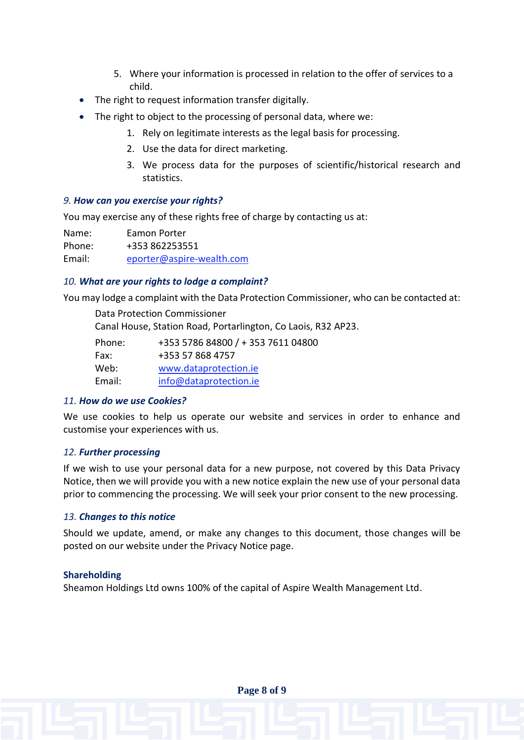5. Where your information is processed in relation to the offer of services to a child.

- The right to request information transfer digitally.
- The right to object to the processing of personal data, where we:
  1. Rely on legitimate interests as the legal basis for processing.
  2. Use the data for direct marketing.
  3. We process data for the purposes of scientific/historical research and statistics.

### 9. *How can you exercise your rights?*

You may exercise any of these rights free of charge by contacting us at:

Name: Eamon Porter
Phone: +353 862253551
Email: eporter@aspire-wealth.com

### 10. *What are your rights to lodge a complaint?*

You may lodge a complaint with the Data Protection Commissioner, who can be contacted at:

Data Protection Commissioner
Canal House, Station Road, Portarlington, Co Laois, R32 AP23.

Phone: +353 5786 84800 / + 353 7611 04800
Fax: +353 57 868 4757
Web: www.dataprotection.ie
Email: info@dataprotection.ie

### 11. *How do we use Cookies?*

We use cookies to help us operate our website and services in order to enhance and customise your experiences with us.

### 12. *Further processing*

If we wish to use your personal data for a new purpose, not covered by this Data Privacy Notice, then we will provide you with a new notice explain the new use of your personal data prior to commencing the processing. We will seek your prior consent to the new processing.

### 13. *Changes to this notice*

Should we update, amend, or make any changes to this document, those changes will be posted on our website under the Privacy Notice page.

### Shareholding

Sheamon Holdings Ltd owns 100% of the capital of Aspire Wealth Management Ltd.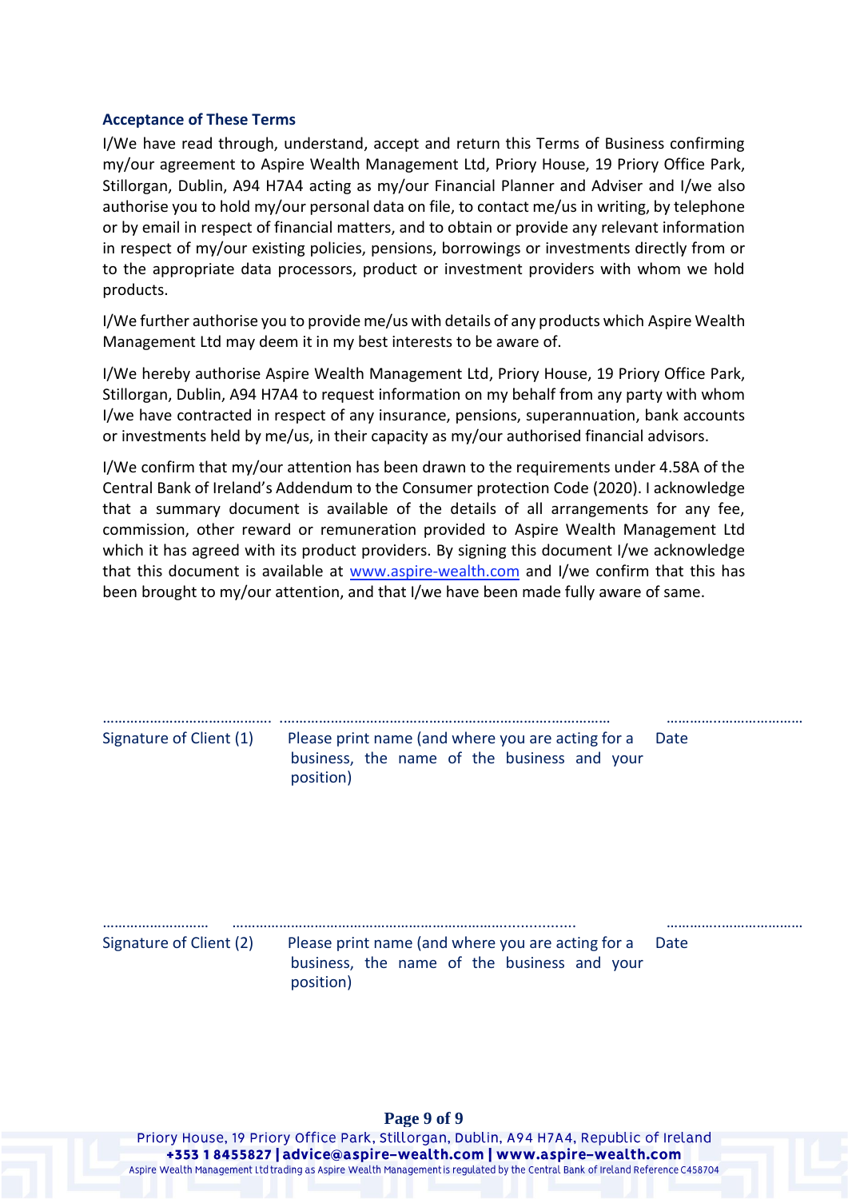### Acceptance of These Terms

I/We have read through, understand, accept and return this Terms of Business confirming my/our agreement to Aspire Wealth Management Ltd, Priory House, 19 Priory Office Park, Stillorgan, Dublin, A94 H7A4 acting as my/our Financial Planner and Adviser and I/we also authorise you to hold my/our personal data on file, to contact me/us in writing, by telephone or by email in respect of financial matters, and to obtain or provide any relevant information in respect of my/our existing policies, pensions, borrowings or investments directly from or to the appropriate data processors, product or investment providers with whom we hold products.

I/We further authorise you to provide me/us with details of any products which Aspire Wealth Management Ltd may deem it in my best interests to be aware of.

I/We hereby authorise Aspire Wealth Management Ltd, Priory House, 19 Priory Office Park, Stillorgan, Dublin, A94 H7A4 to request information on my behalf from any party with whom I/we have contracted in respect of any insurance, pensions, superannuation, bank accounts or investments held by me/us, in their capacity as my/our authorised financial advisors.

I/We confirm that my/our attention has been drawn to the requirements under 4.58A of the Central Bank of Ireland's Addendum to the Consumer protection Code (2020). I acknowledge that a summary document is available of the details of all arrangements for any fee, commission, other reward or remuneration provided to Aspire Wealth Management Ltd which it has agreed with its product providers. By signing this document I/we acknowledge that this document is available at www.aspire-wealth.com and I/we confirm that this has been brought to my/our attention, and that I/we have been made fully aware of same.

…………………………………… …………………………………………………………………………… ……………………………

Signature of Client (1) Please print name (and where you are acting for a business, the name of the business and your position) Date

……………………… ……………………………………………………………………… ……………………………

Signature of Client (2) Please print name (and where you are acting for a business, the name of the business and your position) Date

Priory House, 19 Priory Office Park, Stillorgan, Dublin, A94 H7A4, Republic of Ireland
+353 1 8455827 | advice@aspire-wealth.com | www.aspire-wealth.com
Aspire Wealth Management Ltd trading as Aspire Wealth Management is regulated by the Central Bank of Ireland Reference C458704